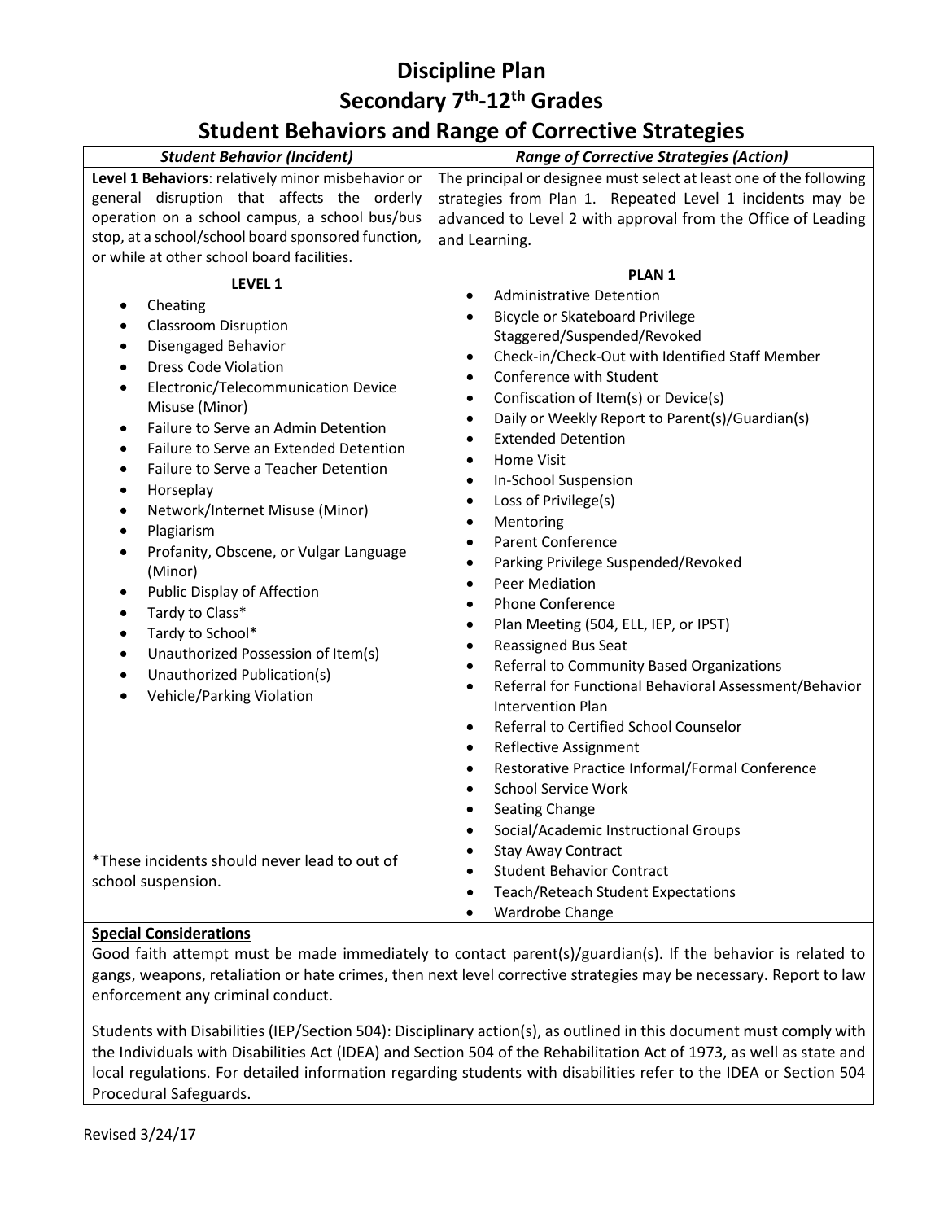# Discipline Plan
# Secondary 7th-12th Grades
# Student Behaviors and Range of Corrective Strategies

| *Student Behavior (Incident)* | *Range of Corrective Strategies (Action)* |
| --- | --- |
| **Level 1 Behaviors**: relatively minor misbehavior or general disruption that affects the orderly operation on a school campus, a school bus/bus stop, at a school/school board sponsored function, or while at other school board facilities. | The principal or designee must select at least one of the following strategies from Plan 1. Repeated Level 1 incidents may be advanced to Level 2 with approval from the Office of Leading and Learning. |
| **LEVEL 1**<br>• Cheating<br>• Classroom Disruption<br>• Disengaged Behavior<br>• Dress Code Violation<br>• Electronic/Telecommunication Device Misuse (Minor)<br>• Failure to Serve an Admin Detention<br>• Failure to Serve an Extended Detention<br>• Failure to Serve a Teacher Detention<br>• Horseplay<br>• Network/Internet Misuse (Minor)<br>• Plagiarism<br>• Profanity, Obscene, or Vulgar Language (Minor)<br>• Public Display of Affection<br>• Tardy to Class*<br>• Tardy to School*<br>• Unauthorized Possession of Item(s)<br>• Unauthorized Publication(s)<br>• Vehicle/Parking Violation<br><br>*These incidents should never lead to out of school suspension. | **PLAN 1**<br>• Administrative Detention<br>• Bicycle or Skateboard Privilege Staggered/Suspended/Revoked<br>• Check-in/Check-Out with Identified Staff Member<br>• Conference with Student<br>• Confiscation of Item(s) or Device(s)<br>• Daily or Weekly Report to Parent(s)/Guardian(s)<br>• Extended Detention<br>• Home Visit<br>• In-School Suspension<br>• Loss of Privilege(s)<br>• Mentoring<br>• Parent Conference<br>• Parking Privilege Suspended/Revoked<br>• Peer Mediation<br>• Phone Conference<br>• Plan Meeting (504, ELL, IEP, or IPST)<br>• Reassigned Bus Seat<br>• Referral to Community Based Organizations<br>• Referral for Functional Behavioral Assessment/Behavior Intervention Plan<br>• Referral to Certified School Counselor<br>• Reflective Assignment<br>• Restorative Practice Informal/Formal Conference<br>• School Service Work<br>• Seating Change<br>• Social/Academic Instructional Groups<br>• Stay Away Contract<br>• Student Behavior Contract<br>• Teach/Reteach Student Expectations<br>• Wardrobe Change |

**Special Considerations**

Good faith attempt must be made immediately to contact parent(s)/guardian(s). If the behavior is related to gangs, weapons, retaliation or hate crimes, then next level corrective strategies may be necessary. Report to law enforcement any criminal conduct.

Students with Disabilities (IEP/Section 504): Disciplinary action(s), as outlined in this document must comply with the Individuals with Disabilities Act (IDEA) and Section 504 of the Rehabilitation Act of 1973, as well as state and local regulations. For detailed information regarding students with disabilities refer to the IDEA or Section 504 Procedural Safeguards.

Revised 3/24/17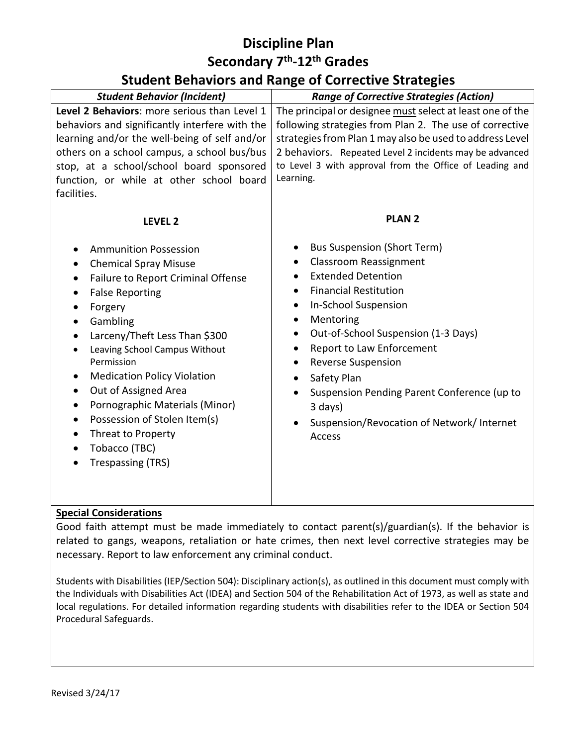# Discipline Plan
## Secondary 7th-12th Grades
## Student Behaviors and Range of Corrective Strategies

| *Student Behavior (Incident)* | *Range of Corrective Strategies (Action)* |
| --- | --- |
| **Level 2 Behaviors**: more serious than Level 1 behaviors and significantly interfere with the learning and/or the well-being of self and/or others on a school campus, a school bus/bus stop, at a school/school board sponsored function, or while at other school board facilities. | The principal or designee must select at least one of the following strategies from Plan 2. The use of corrective strategies from Plan 1 may also be used to address Level 2 behaviors. Repeated Level 2 incidents may be advanced to Level 3 with approval from the Office of Leading and Learning. |
| **LEVEL 2**<br><br>• Ammunition Possession<br>• Chemical Spray Misuse<br>• Failure to Report Criminal Offense<br>• False Reporting<br>• Forgery<br>• Gambling<br>• Larceny/Theft Less Than $300<br>• Leaving School Campus Without Permission<br>• Medication Policy Violation<br>• Out of Assigned Area<br>• Pornographic Materials (Minor)<br>• Possession of Stolen Item(s)<br>• Threat to Property<br>• Tobacco (TBC)<br>• Trespassing (TRS) | **PLAN 2**<br><br>• Bus Suspension (Short Term)<br>• Classroom Reassignment<br>• Extended Detention<br>• Financial Restitution<br>• In-School Suspension<br>• Mentoring<br>• Out-of-School Suspension (1-3 Days)<br>• Report to Law Enforcement<br>• Reverse Suspension<br>• Safety Plan<br>• Suspension Pending Parent Conference (up to 3 days)<br>• Suspension/Revocation of Network/ Internet Access |

**Special Considerations**

Good faith attempt must be made immediately to contact parent(s)/guardian(s). If the behavior is related to gangs, weapons, retaliation or hate crimes, then next level corrective strategies may be necessary. Report to law enforcement any criminal conduct.

Students with Disabilities (IEP/Section 504): Disciplinary action(s), as outlined in this document must comply with the Individuals with Disabilities Act (IDEA) and Section 504 of the Rehabilitation Act of 1973, as well as state and local regulations. For detailed information regarding students with disabilities refer to the IDEA or Section 504 Procedural Safeguards.

Revised 3/24/17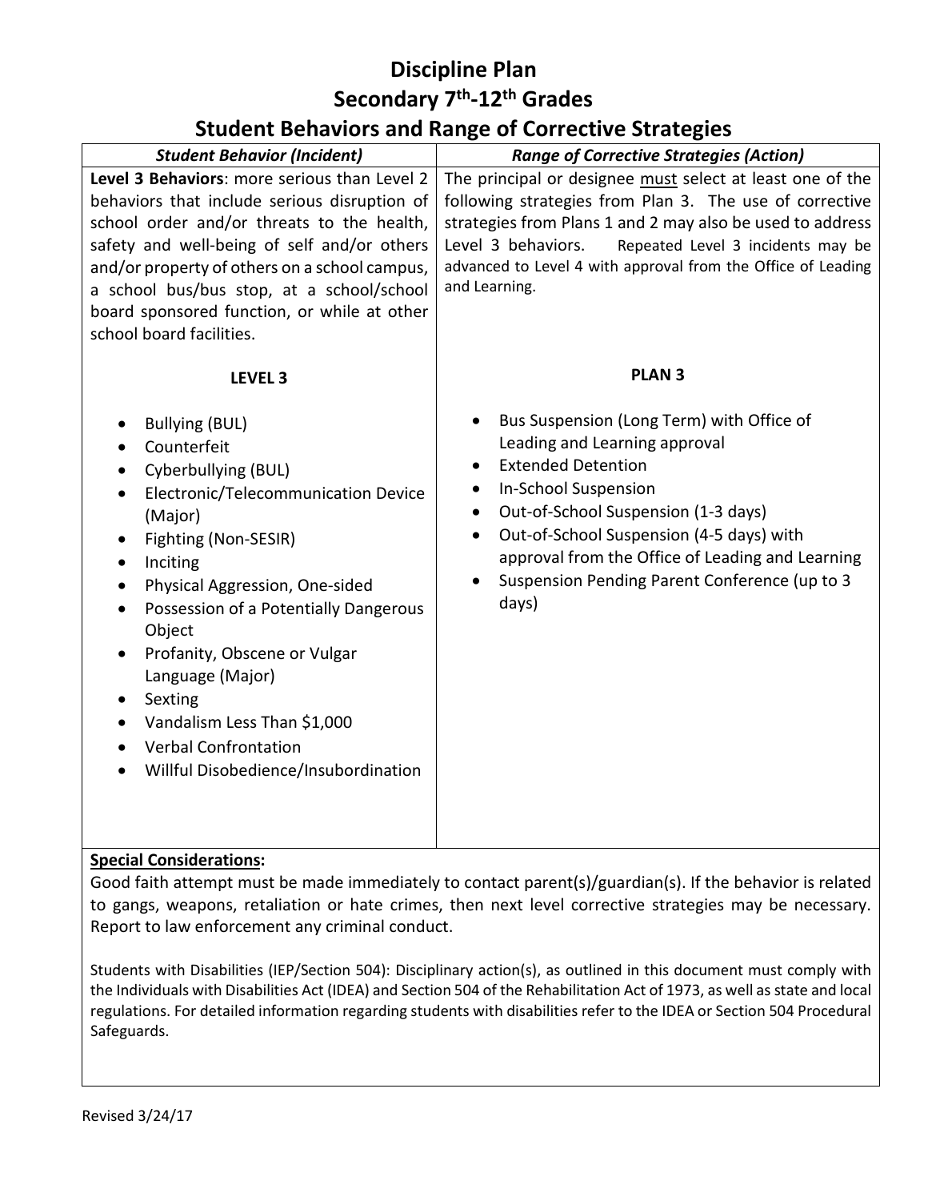# Discipline Plan
# Secondary 7th-12th Grades
# Student Behaviors and Range of Corrective Strategies

| *Student Behavior (Incident)* | *Range of Corrective Strategies (Action)* |
|---|---|
| **Level 3 Behaviors**: more serious than Level 2 behaviors that include serious disruption of school order and/or threats to the health, safety and well-being of self and/or others and/or property of others on a school campus, a school bus/bus stop, at a school/school board sponsored function, or while at other school board facilities. | The principal or designee must select at least one of the following strategies from Plan 3. The use of corrective strategies from Plans 1 and 2 may also be used to address Level 3 behaviors. Repeated Level 3 incidents may be advanced to Level 4 with approval from the Office of Leading and Learning. |
| **LEVEL 3**<br><br>• Bullying (BUL)<br>• Counterfeit<br>• Cyberbullying (BUL)<br>• Electronic/Telecommunication Device (Major)<br>• Fighting (Non-SESIR)<br>• Inciting<br>• Physical Aggression, One-sided<br>• Possession of a Potentially Dangerous Object<br>• Profanity, Obscene or Vulgar Language (Major)<br>• Sexting<br>• Vandalism Less Than $1,000<br>• Verbal Confrontation<br>• Willful Disobedience/Insubordination | **PLAN 3**<br><br>• Bus Suspension (Long Term) with Office of Leading and Learning approval<br>• Extended Detention<br>• In-School Suspension<br>• Out-of-School Suspension (1-3 days)<br>• Out-of-School Suspension (4-5 days) with approval from the Office of Leading and Learning<br>• Suspension Pending Parent Conference (up to 3 days) |

**Special Considerations:**

Good faith attempt must be made immediately to contact parent(s)/guardian(s). If the behavior is related to gangs, weapons, retaliation or hate crimes, then next level corrective strategies may be necessary. Report to law enforcement any criminal conduct.

Students with Disabilities (IEP/Section 504): Disciplinary action(s), as outlined in this document must comply with the Individuals with Disabilities Act (IDEA) and Section 504 of the Rehabilitation Act of 1973, as well as state and local regulations. For detailed information regarding students with disabilities refer to the IDEA or Section 504 Procedural Safeguards.

Revised 3/24/17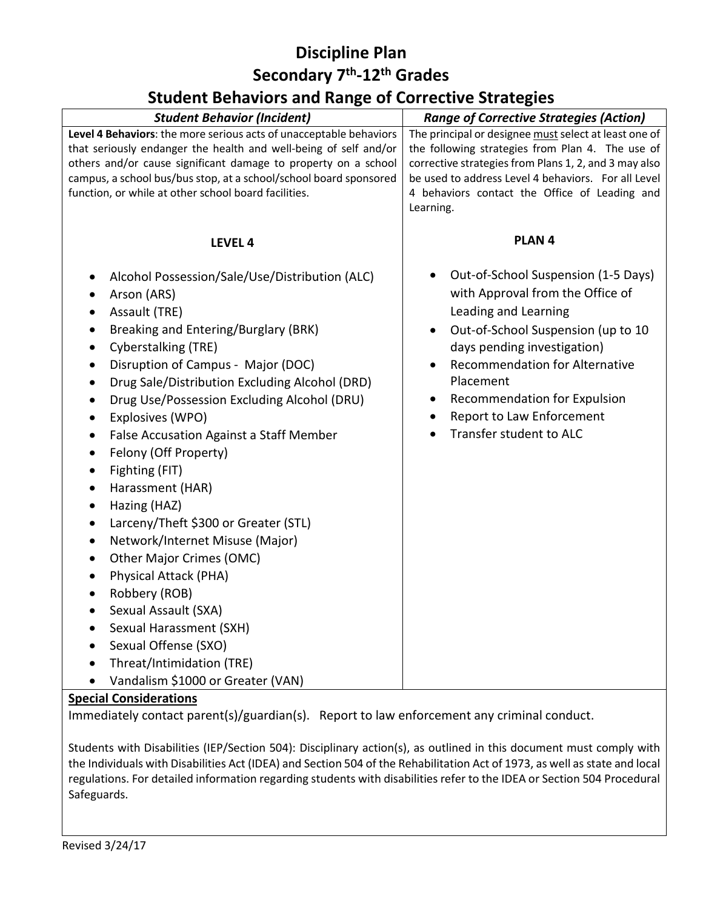# Discipline Plan
## Secondary 7th-12th Grades
## Student Behaviors and Range of Corrective Strategies

| *Student Behavior (Incident)* | *Range of Corrective Strategies (Action)* |
| --- | --- |
| **Level 4 Behaviors**: the more serious acts of unacceptable behaviors that seriously endanger the health and well-being of self and/or others and/or cause significant damage to property on a school campus, a school bus/bus stop, at a school/school board sponsored function, or while at other school board facilities. | The principal or designee must select at least one of the following strategies from Plan 4. The use of corrective strategies from Plans 1, 2, and 3 may also be used to address Level 4 behaviors. For all Level 4 behaviors contact the Office of Leading and Learning. |
| **LEVEL 4** | **PLAN 4** |
| • Alcohol Possession/Sale/Use/Distribution (ALC)<br>• Arson (ARS)<br>• Assault (TRE)<br>• Breaking and Entering/Burglary (BRK)<br>• Cyberstalking (TRE)<br>• Disruption of Campus - Major (DOC)<br>• Drug Sale/Distribution Excluding Alcohol (DRD)<br>• Drug Use/Possession Excluding Alcohol (DRU)<br>• Explosives (WPO)<br>• False Accusation Against a Staff Member<br>• Felony (Off Property)<br>• Fighting (FIT)<br>• Harassment (HAR)<br>• Hazing (HAZ)<br>• Larceny/Theft $300 or Greater (STL)<br>• Network/Internet Misuse (Major)<br>• Other Major Crimes (OMC)<br>• Physical Attack (PHA)<br>• Robbery (ROB)<br>• Sexual Assault (SXA)<br>• Sexual Harassment (SXH)<br>• Sexual Offense (SXO)<br>• Threat/Intimidation (TRE)<br>• Vandalism $1000 or Greater (VAN) | • Out-of-School Suspension (1-5 Days) with Approval from the Office of Leading and Learning<br>• Out-of-School Suspension (up to 10 days pending investigation)<br>• Recommendation for Alternative Placement<br>• Recommendation for Expulsion<br>• Report to Law Enforcement<br>• Transfer student to ALC |

**Special Considerations**

Immediately contact parent(s)/guardian(s). Report to law enforcement any criminal conduct.

Students with Disabilities (IEP/Section 504): Disciplinary action(s), as outlined in this document must comply with the Individuals with Disabilities Act (IDEA) and Section 504 of the Rehabilitation Act of 1973, as well as state and local regulations. For detailed information regarding students with disabilities refer to the IDEA or Section 504 Procedural Safeguards.

Revised 3/24/17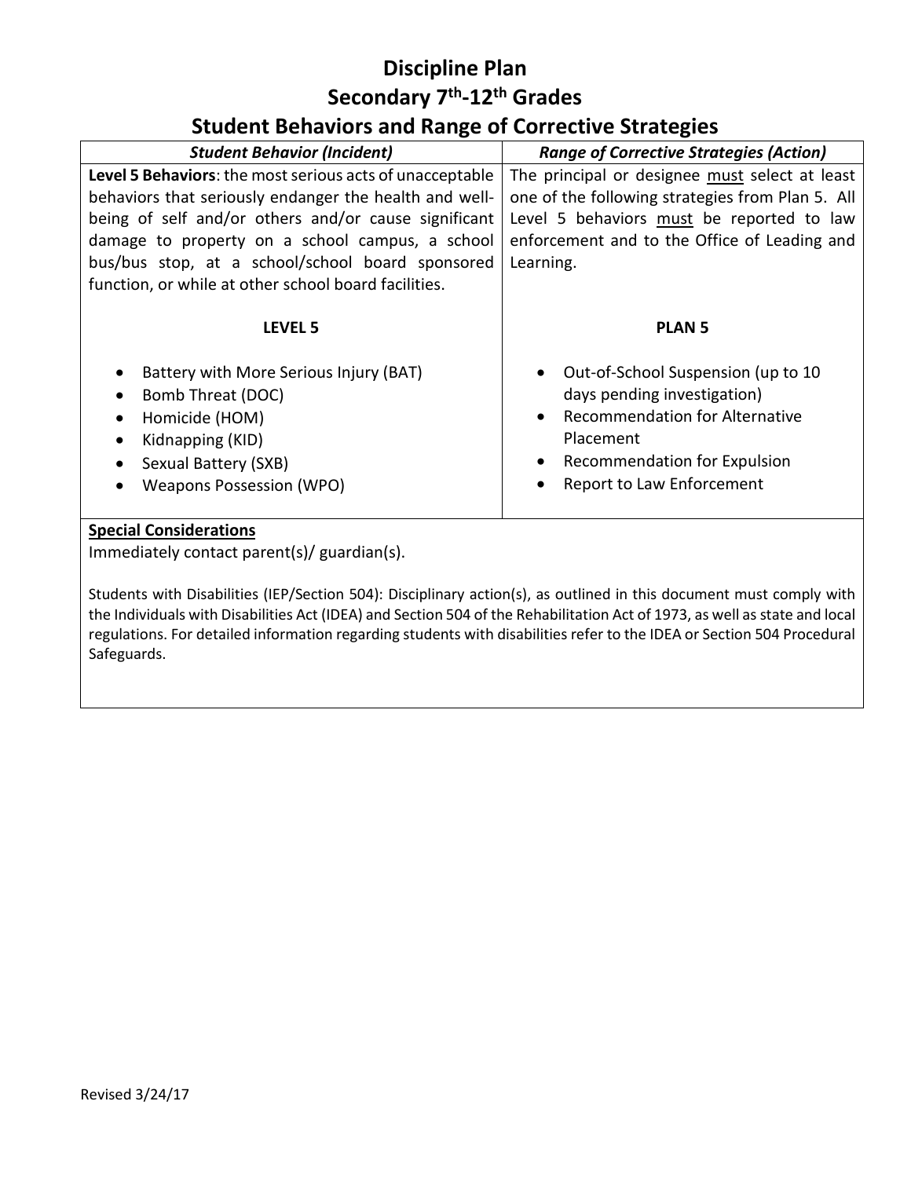# Discipline Plan

## Secondary 7th-12th Grades

## Student Behaviors and Range of Corrective Strategies

| *Student Behavior (Incident)* | *Range of Corrective Strategies (Action)* |
|---|---|
| **Level 5 Behaviors**: the most serious acts of unacceptable behaviors that seriously endanger the health and well-being of self and/or others and/or cause significant damage to property on a school campus, a school bus/bus stop, at a school/school board sponsored function, or while at other school board facilities.<br><br>**LEVEL 5**<br><br>• Battery with More Serious Injury (BAT)<br>• Bomb Threat (DOC)<br>• Homicide (HOM)<br>• Kidnapping (KID)<br>• Sexual Battery (SXB)<br>• Weapons Possession (WPO) | The principal or designee must select at least one of the following strategies from Plan 5. All Level 5 behaviors must be reported to law enforcement and to the Office of Leading and Learning.<br><br>**PLAN 5**<br><br>• Out-of-School Suspension (up to 10 days pending investigation)<br>• Recommendation for Alternative Placement<br>• Recommendation for Expulsion<br>• Report to Law Enforcement |

**Special Considerations**

Immediately contact parent(s)/ guardian(s).

Students with Disabilities (IEP/Section 504): Disciplinary action(s), as outlined in this document must comply with the Individuals with Disabilities Act (IDEA) and Section 504 of the Rehabilitation Act of 1973, as well as state and local regulations. For detailed information regarding students with disabilities refer to the IDEA or Section 504 Procedural Safeguards.

Revised 3/24/17